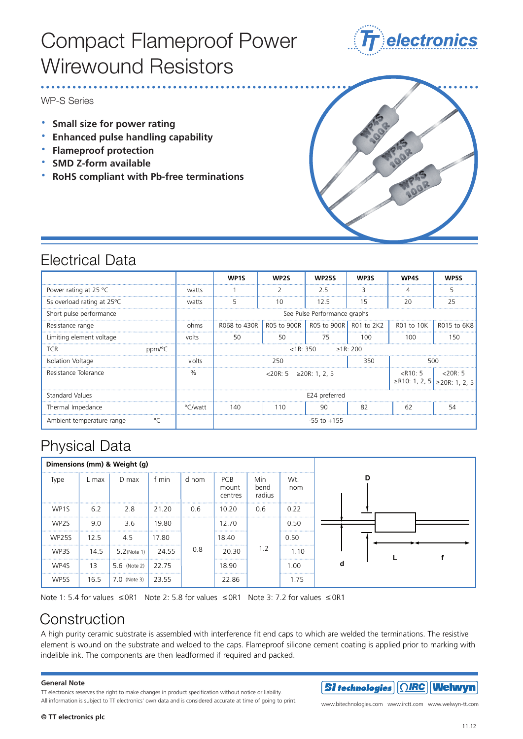# Compact Flameproof Power Wirewound Resistors

WP-S Series

- **Small size for power rating**
- **Enhanced pulse handling capability**
- **Flameproof protection**
- **SMD Z-form available**
- **RoHS compliant with Pb-free terminations**

## Electrical Data

| | | WP1S | WP2S | WP25S | WP3S | WP4S | WP5S |
|---|---|---|---|---|---|---|---|
| Power rating at 25 °C | watts | 1 | 2 | 2.5 | 3 | 4 | 5 |
| 5s overload rating at 25°C | watts | 5 | 10 | 12.5 | 15 | 20 | 25 |
| Short pulse performance | | See Pulse Performance graphs | | | | | |
| Resistance range | ohms | R068 to 430R | R05 to 900R | R05 to 900R | R01 to 2K2 | R01 to 10K | R015 to 6K8 |
| Limiting element voltage | volts | 50 | 50 | 75 | 100 | 100 | 150 |
| TCR ppm/°C | | <1R: 350 ≥1R: 200 | | | | | |
| Isolation Voltage | volts | 250 | | | 350 | 500 | |
| Resistance Tolerance | % | <20R: 5 ≥20R: 1, 2, 5 | | | | <R10: 5 ≥R10: 1, 2, 5 | <20R: 5 ≥20R: 1, 2, 5 |
| Standard Values | | E24 preferred | | | | | |
| Thermal Impedance | °C/watt | 140 | 110 | 90 | 82 | 62 | 54 |
| Ambient temperature range °C | | -55 to +155 | | | | | |

## Physical Data

**Dimensions (mm) & Weight (g)**

| Type | L max | D max | f min | d nom | PCB mount centres | Min bend radius | Wt. nom |
|---|---|---|---|---|---|---|---|
| WP1S | 6.2 | 2.8 | 21.20 | 0.6 | 10.20 | 0.6 | 0.22 |
| WP2S | 9.0 | 3.6 | 19.80 | 0.8 | 12.70 | 1.2 | 0.50 |
| WP25S | 12.5 | 4.5 | 17.80 | 0.8 | 18.40 | 1.2 | 0.50 |
| WP3S | 14.5 | 5.2 (Note 1) | 24.55 | 0.8 | 20.30 | 1.2 | 1.10 |
| WP4S | 13 | 5.6 (Note 2) | 22.75 | 0.8 | 18.90 | 1.2 | 1.00 |
| WP5S | 16.5 | 7.0 (Note 3) | 23.55 | 0.8 | 22.86 | 1.2 | 1.75 |

Note 1: 5.4 for values ≤0R1 Note 2: 5.8 for values ≤0R1 Note 3: 7.2 for values ≤0R1

## Construction

A high purity ceramic substrate is assembled with interference fit end caps to which are welded the terminations. The resistive element is wound on the substrate and welded to the caps. Flameproof silicone cement coating is applied prior to marking with indelible ink. The components are then leadformed if required and packed.

**General Note**

TT electronics reserves the right to make changes in product specification without notice or liability.
All information is subject to TT electronics' own data and is considered accurate at time of going to print.

www.bitechnologies.com www.irctt.com www.welwyn-tt.com

**© TT electronics plc**

11.12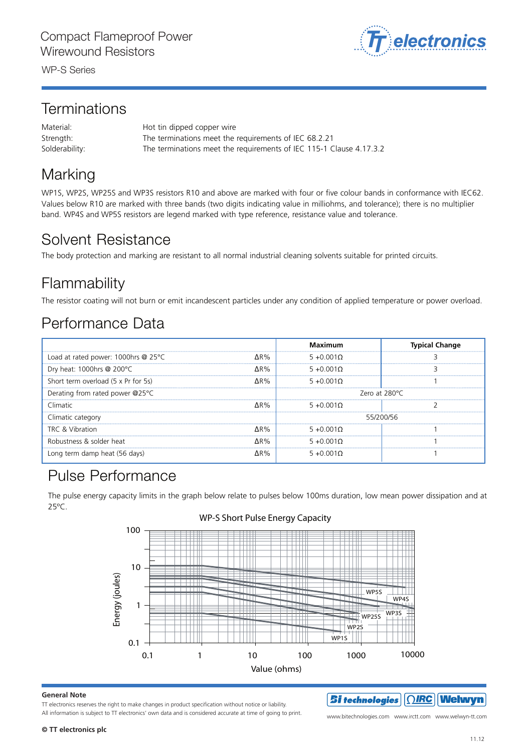## Terminations

| | |
|---|---|
| Material: | Hot tin dipped copper wire |
| Strength: | The terminations meet the requirements of IEC 68.2.21 |
| Solderability: | The terminations meet the requirements of IEC 115-1 Clause 4.17.3.2 |

## Marking

WP1S, WP2S, WP25S and WP3S resistors R10 and above are marked with four or five colour bands in conformance with IEC62. Values below R10 are marked with three bands (two digits indicating value in milliohms, and tolerance); there is no multiplier band. WP4S and WP5S resistors are legend marked with type reference, resistance value and tolerance.

## Solvent Resistance

The body protection and marking are resistant to all normal industrial cleaning solvents suitable for printed circuits.

## Flammability

The resistor coating will not burn or emit incandescent particles under any condition of applied temperature or power overload.

## Performance Data

| | | Maximum | Typical Change |
|---|---|---|---|
| Load at rated power: 1000hrs @ 25°C | ΔR% | 5 +0.001Ω | 3 |
| Dry heat: 1000hrs @ 200°C | ΔR% | 5 +0.001Ω | 3 |
| Short term overload (5 x Pr for 5s) | ΔR% | 5 +0.001Ω | 1 |
| Derating from rated power @25°C | | Zero at 280°C | |
| Climatic | ΔR% | 5 +0.001Ω | 2 |
| Climatic category | | 55/200/56 | |
| TRC & Vibration | ΔR% | 5 +0.001Ω | 1 |
| Robustness & solder heat | ΔR% | 5 +0.001Ω | 1 |
| Long term damp heat (56 days) | ΔR% | 5 +0.001Ω | 1 |

## Pulse Performance

The pulse energy capacity limits in the graph below relate to pulses below 100ms duration, low mean power dissipation and at 25ºC.

WP-S Short Pulse Energy Capacity

### General Note

TT electronics reserves the right to make changes in product specification without notice or liability.
All information is subject to TT electronics' own data and is considered accurate at time of going to print.

**© TT electronics plc**

www.bitechnologies.com www.irctt.com www.welwyn-tt.com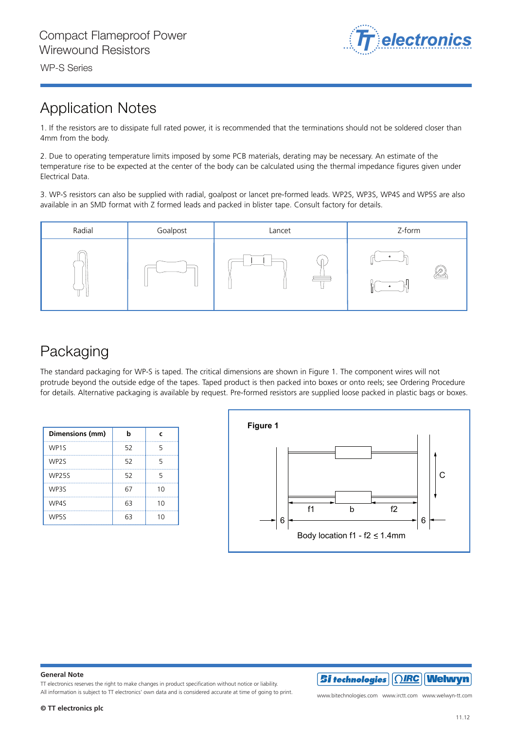# Compact Flameproof Power Wirewound Resistors

WP-S Series

## Application Notes

1. If the resistors are to dissipate full rated power, it is recommended that the terminations should not be soldered closer than 4mm from the body.

2. Due to operating temperature limits imposed by some PCB materials, derating may be necessary. An estimate of the temperature rise to be expected at the center of the body can be calculated using the thermal impedance figures given under Electrical Data.

3. WP-S resistors can also be supplied with radial, goalpost or lancet pre-formed leads. WP2S, WP3S, WP4S and WP5S are also available in an SMD format with Z formed leads and packed in blister tape. Consult factory for details.

| Radial | Goalpost | Lancet | Z-form |
|---|---|---|---|
| | | | |

## Packaging

The standard packaging for WP-S is taped. The critical dimensions are shown in Figure 1. The component wires will not protrude beyond the outside edge of the tapes. Taped product is then packed into boxes or onto reels; see Ordering Procedure for details. Alternative packaging is available by request. Pre-formed resistors are supplied loose packed in plastic bags or boxes.

| Dimensions (mm) | b | c |
|---|---|---|
| WP1S | 52 | 5 |
| WP2S | 52 | 5 |
| WP25S | 52 | 5 |
| WP3S | 67 | 10 |
| WP4S | 63 | 10 |
| WP5S | 63 | 10 |

**Figure 1**

Body location f1 - f2 ≤ 1.4mm

**General Note**

TT electronics reserves the right to make changes in product specification without notice or liability.
All information is subject to TT electronics' own data and is considered accurate at time of going to print.

**© TT electronics plc**

www.bitechnologies.com www.irctt.com www.welwyn-tt.com

11.12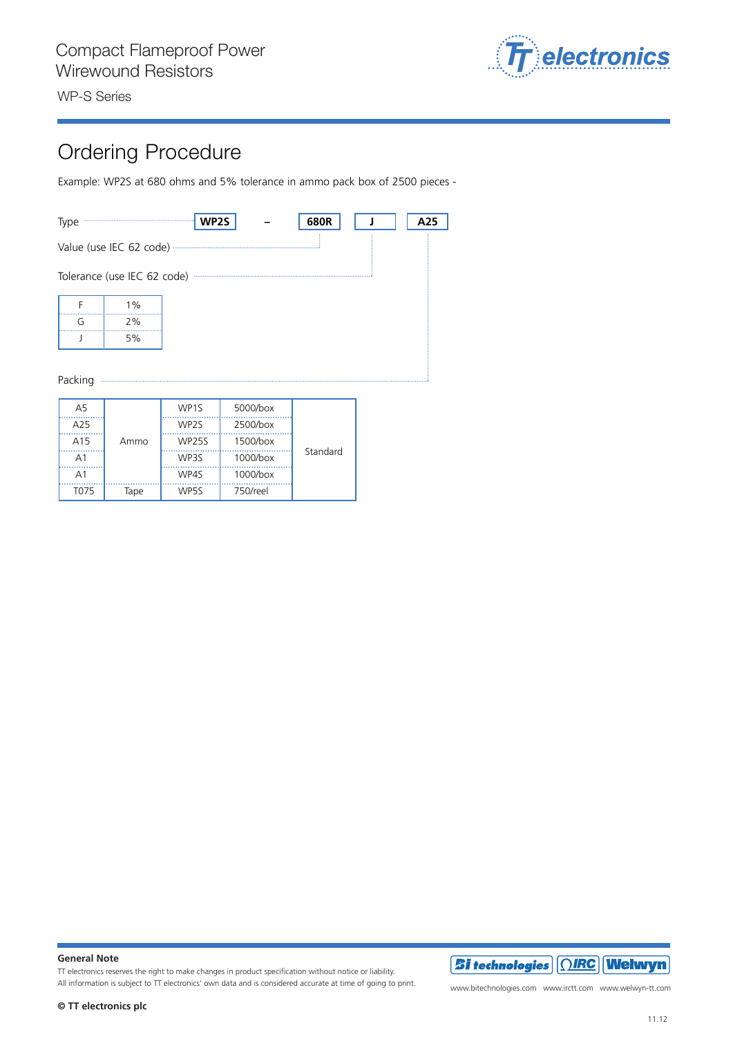# Ordering Procedure

Example: WP2S at 680 ohms and 5% tolerance in ammo pack box of 2500 pieces -

| Type | WP2S | – | 680R | J | A25 |
|---|---|---|---|---|---|

Value (use IEC 62 code)

Tolerance (use IEC 62 code)

| | |
|---|---|
| F | 1% |
| G | 2% |
| J | 5% |

Packing

| | | | | |
|---|---|---|---|---|
| A5 | Ammo | WP1S | 5000/box | Standard |
| A25 | | WP2S | 2500/box | |
| A15 | | WP25S | 1500/box | |
| A1 | | WP3S | 1000/box | |
| A1 | | WP4S | 1000/box | |
| T075 | Tape | WP5S | 750/reel | |

**General Note**

TT electronics reserves the right to make changes in product specification without notice or liability.
All information is subject to TT electronics' own data and is considered accurate at time of going to print.

**© TT electronics plc**

www.bitechnologies.com www.irctt.com www.welwyn-tt.com